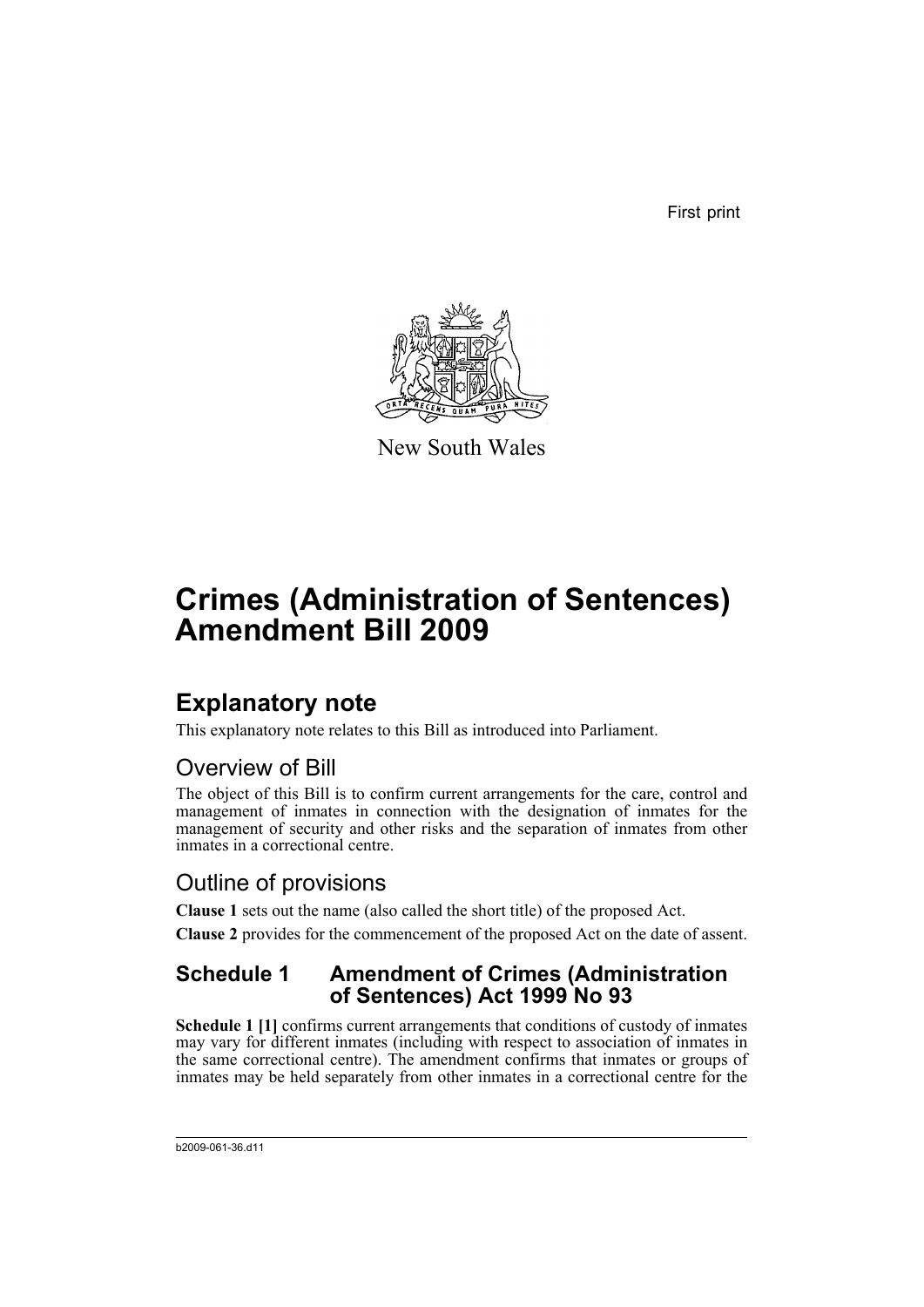First print

New South Wales

# Crimes (Administration of Sentences) Amendment Bill 2009

## Explanatory note

This explanatory note relates to this Bill as introduced into Parliament.

### Overview of Bill

The object of this Bill is to confirm current arrangements for the care, control and management of inmates in connection with the designation of inmates for the management of security and other risks and the separation of inmates from other inmates in a correctional centre.

### Outline of provisions

**Clause 1** sets out the name (also called the short title) of the proposed Act.

**Clause 2** provides for the commencement of the proposed Act on the date of assent.

### Schedule 1 Amendment of Crimes (Administration of Sentences) Act 1999 No 93

**Schedule 1 [1]** confirms current arrangements that conditions of custody of inmates may vary for different inmates (including with respect to association of inmates in the same correctional centre). The amendment confirms that inmates or groups of inmates may be held separately from other inmates in a correctional centre for the

b2009-061-36.d11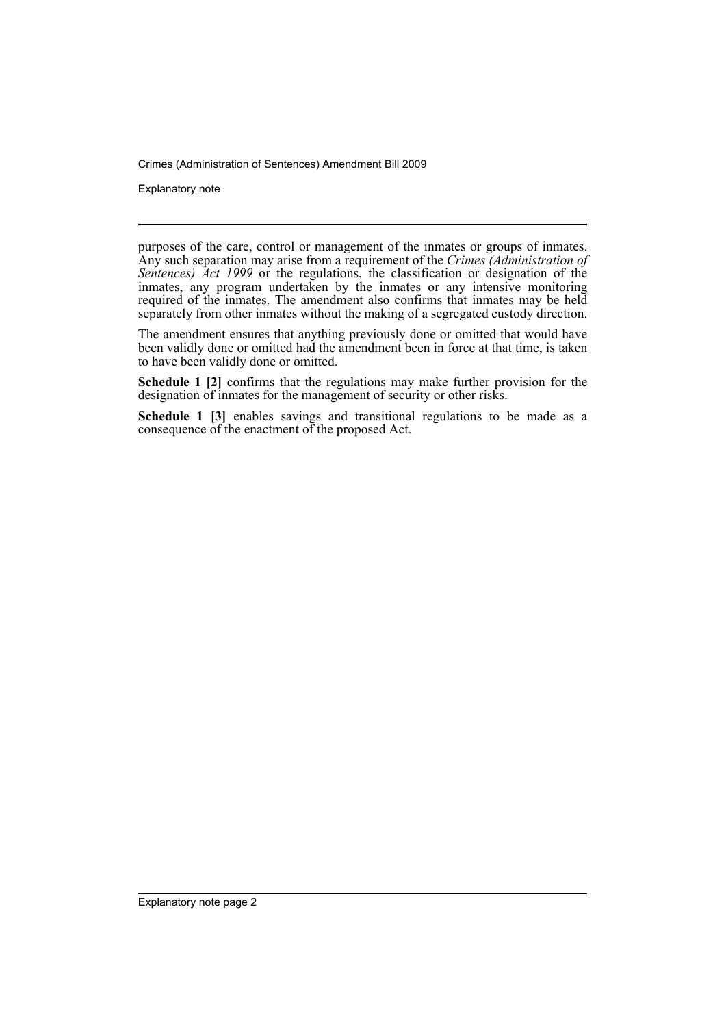purposes of the care, control or management of the inmates or groups of inmates. Any such separation may arise from a requirement of the *Crimes (Administration of Sentences) Act 1999* or the regulations, the classification or designation of the inmates, any program undertaken by the inmates or any intensive monitoring required of the inmates. The amendment also confirms that inmates may be held separately from other inmates without the making of a segregated custody direction.

The amendment ensures that anything previously done or omitted that would have been validly done or omitted had the amendment been in force at that time, is taken to have been validly done or omitted.

**Schedule 1 [2]** confirms that the regulations may make further provision for the designation of inmates for the management of security or other risks.

**Schedule 1 [3]** enables savings and transitional regulations to be made as a consequence of the enactment of the proposed Act.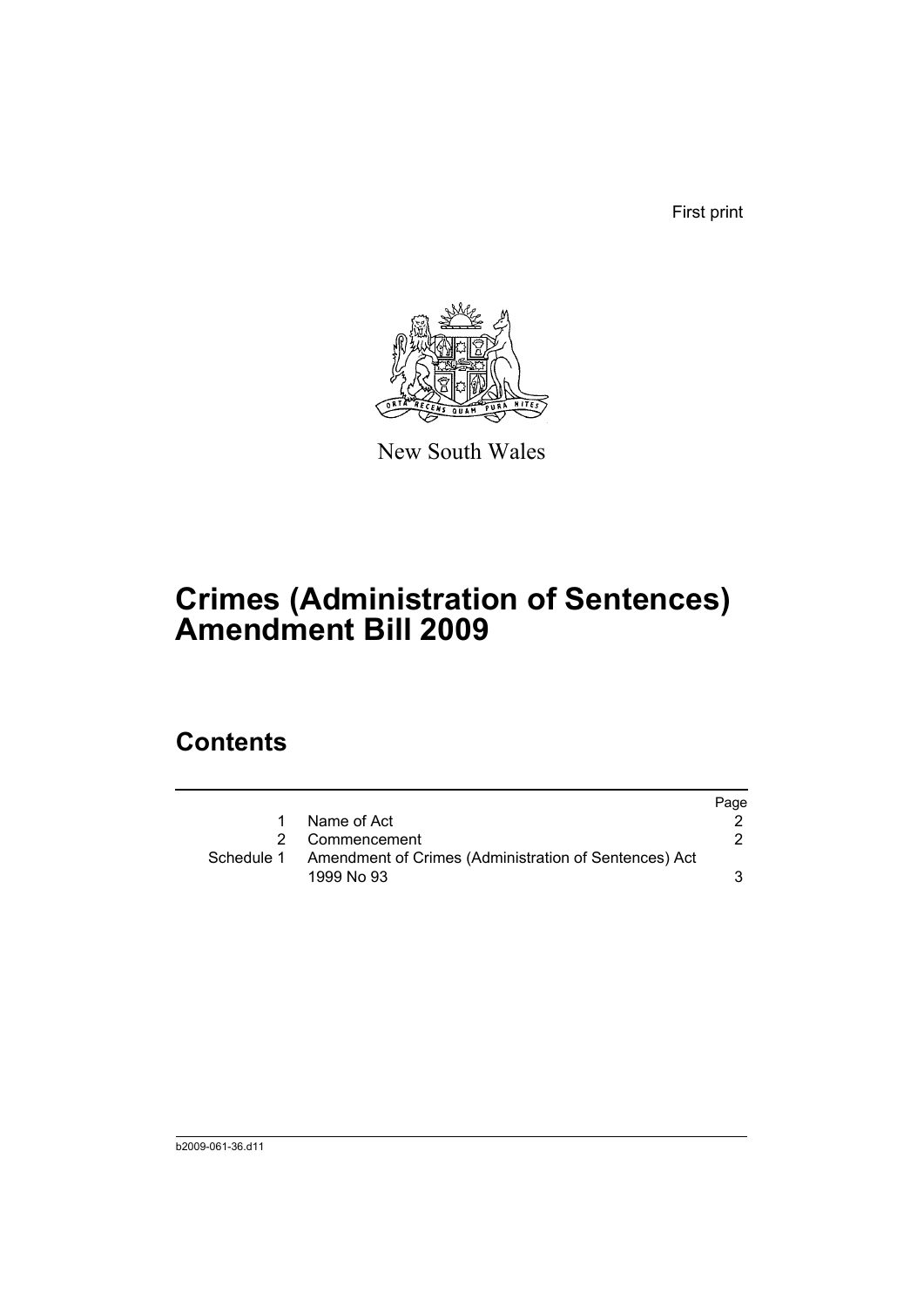First print

New South Wales

# Crimes (Administration of Sentences) Amendment Bill 2009

## Contents

| | | Page |
|---|---|---|
| 1 | Name of Act | 2 |
| 2 | Commencement | 2 |
| Schedule 1 | Amendment of Crimes (Administration of Sentences) Act 1999 No 93 | 3 |

b2009-061-36.d11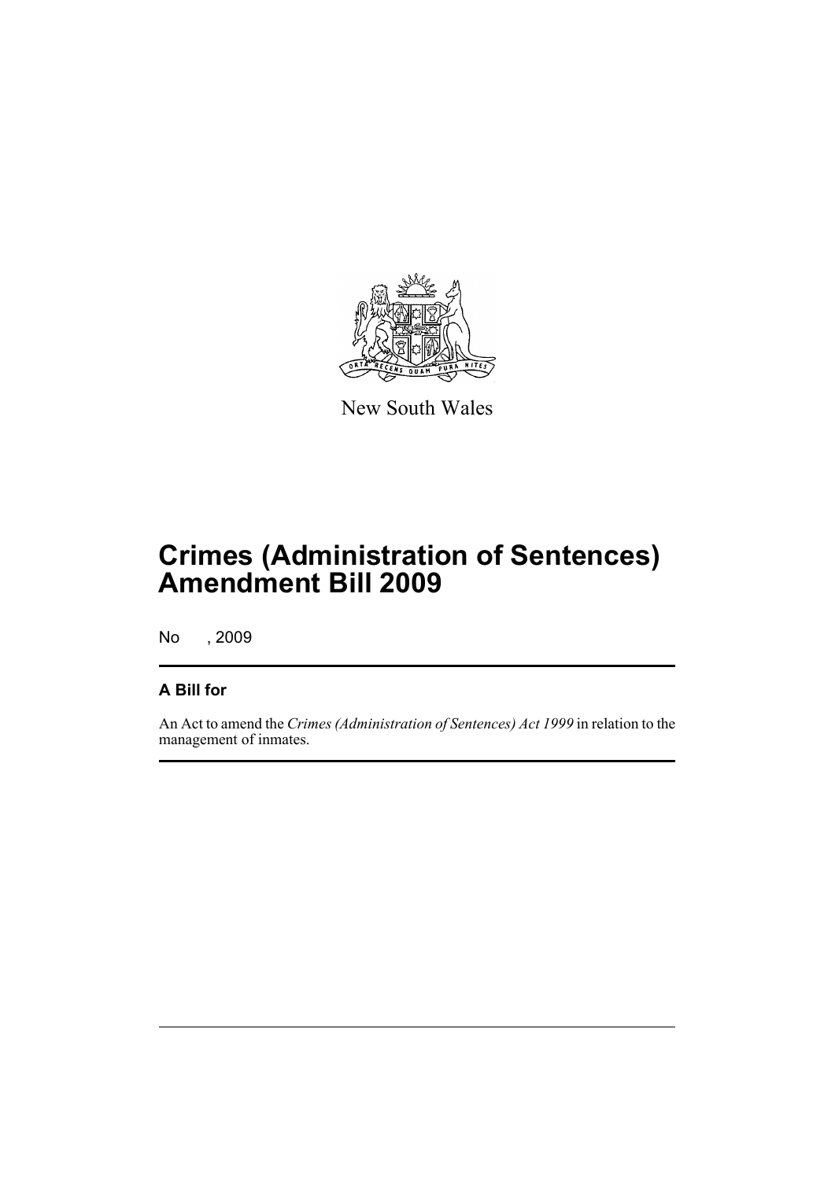New South Wales

# Crimes (Administration of Sentences) Amendment Bill 2009

No , 2009

## A Bill for

An Act to amend the *Crimes (Administration of Sentences) Act 1999* in relation to the management of inmates.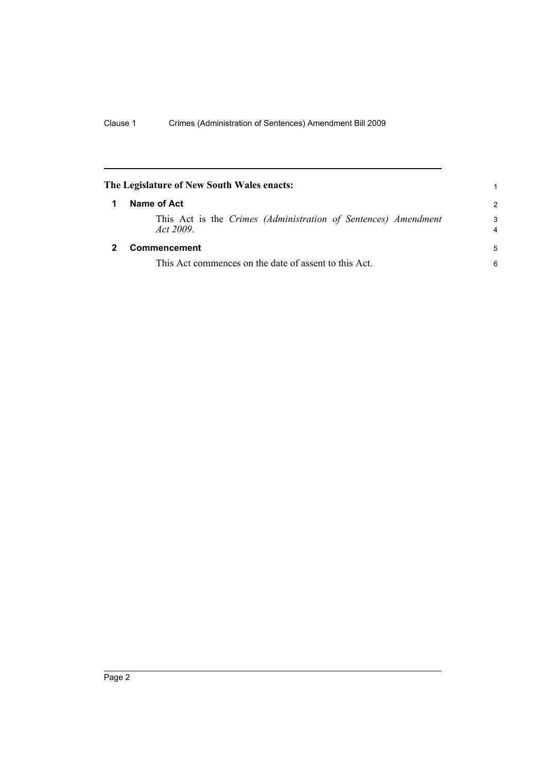**The Legislature of New South Wales enacts:**

## 1 Name of Act

This Act is the *Crimes (Administration of Sentences) Amendment Act 2009*.

## 2 Commencement

This Act commences on the date of assent to this Act.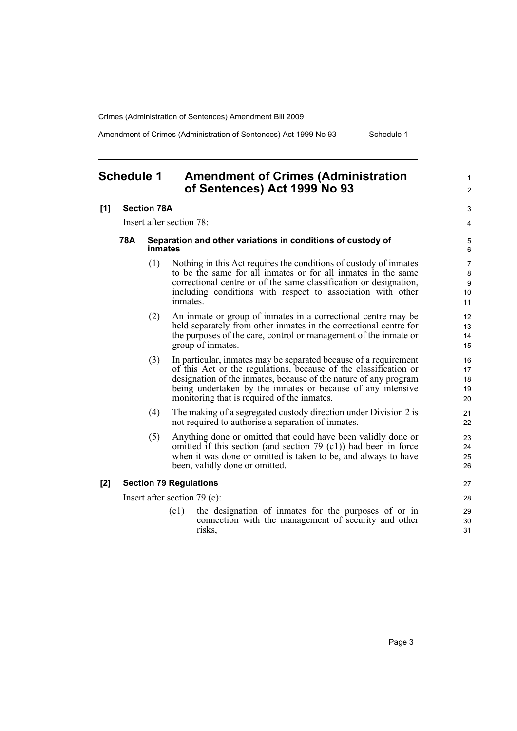## Schedule 1 Amendment of Crimes (Administration of Sentences) Act 1999 No 93

**[1] Section 78A**

Insert after section 78:

**78A Separation and other variations in conditions of custody of inmates**

(1) Nothing in this Act requires the conditions of custody of inmates to be the same for all inmates or for all inmates in the same correctional centre or of the same classification or designation, including conditions with respect to association with other inmates.

(2) An inmate or group of inmates in a correctional centre may be held separately from other inmates in the correctional centre for the purposes of the care, control or management of the inmate or group of inmates.

(3) In particular, inmates may be separated because of a requirement of this Act or the regulations, because of the classification or designation of the inmates, because of the nature of any program being undertaken by the inmates or because of any intensive monitoring that is required of the inmates.

(4) The making of a segregated custody direction under Division 2 is not required to authorise a separation of inmates.

(5) Anything done or omitted that could have been validly done or omitted if this section (and section 79 (c1)) had been in force when it was done or omitted is taken to be, and always to have been, validly done or omitted.

**[2] Section 79 Regulations**

Insert after section 79 (c):

(c1) the designation of inmates for the purposes of or in connection with the management of security and other risks,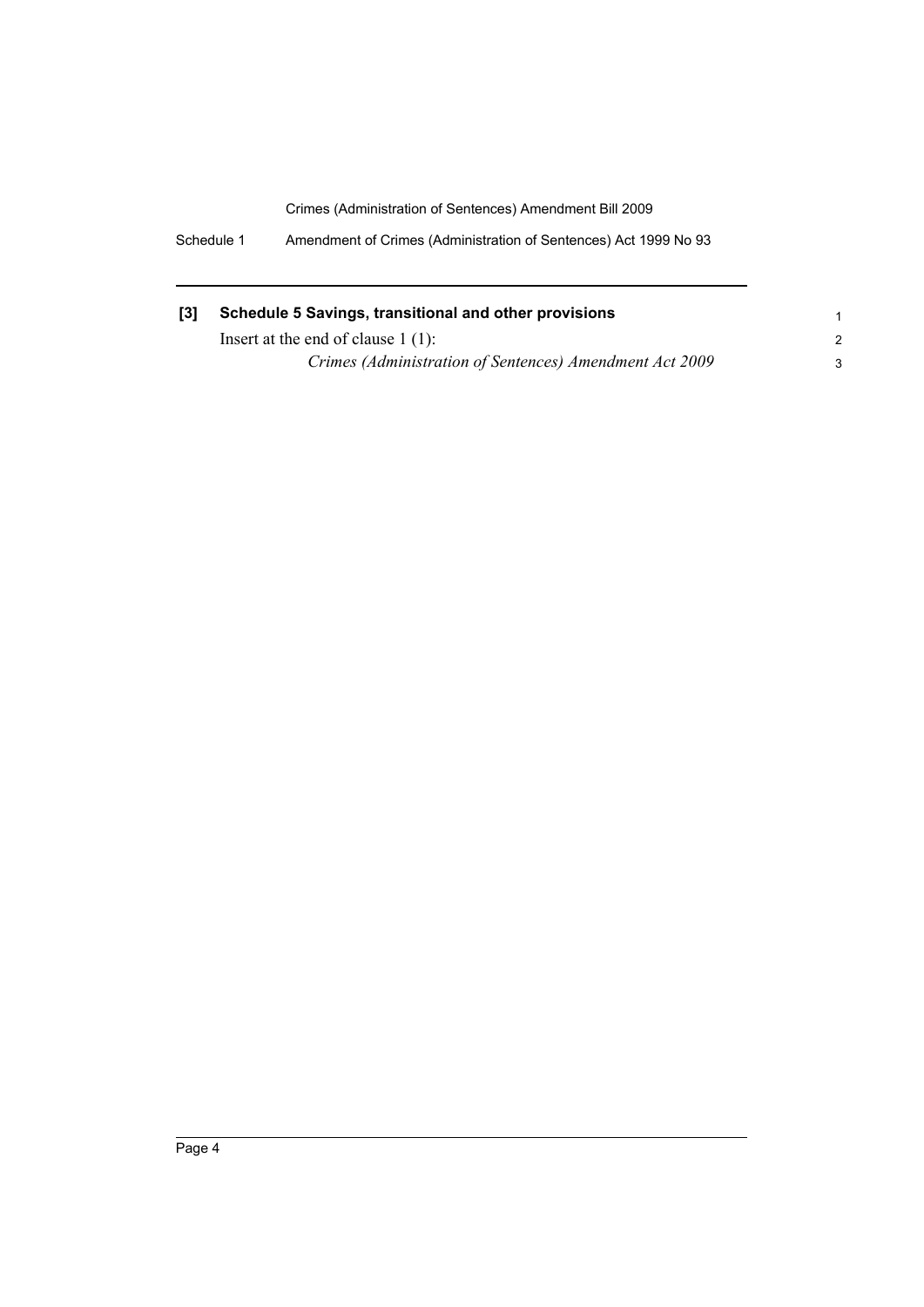## [3] Schedule 5 Savings, transitional and other provisions

Insert at the end of clause 1 (1):

*Crimes (Administration of Sentences) Amendment Act 2009*